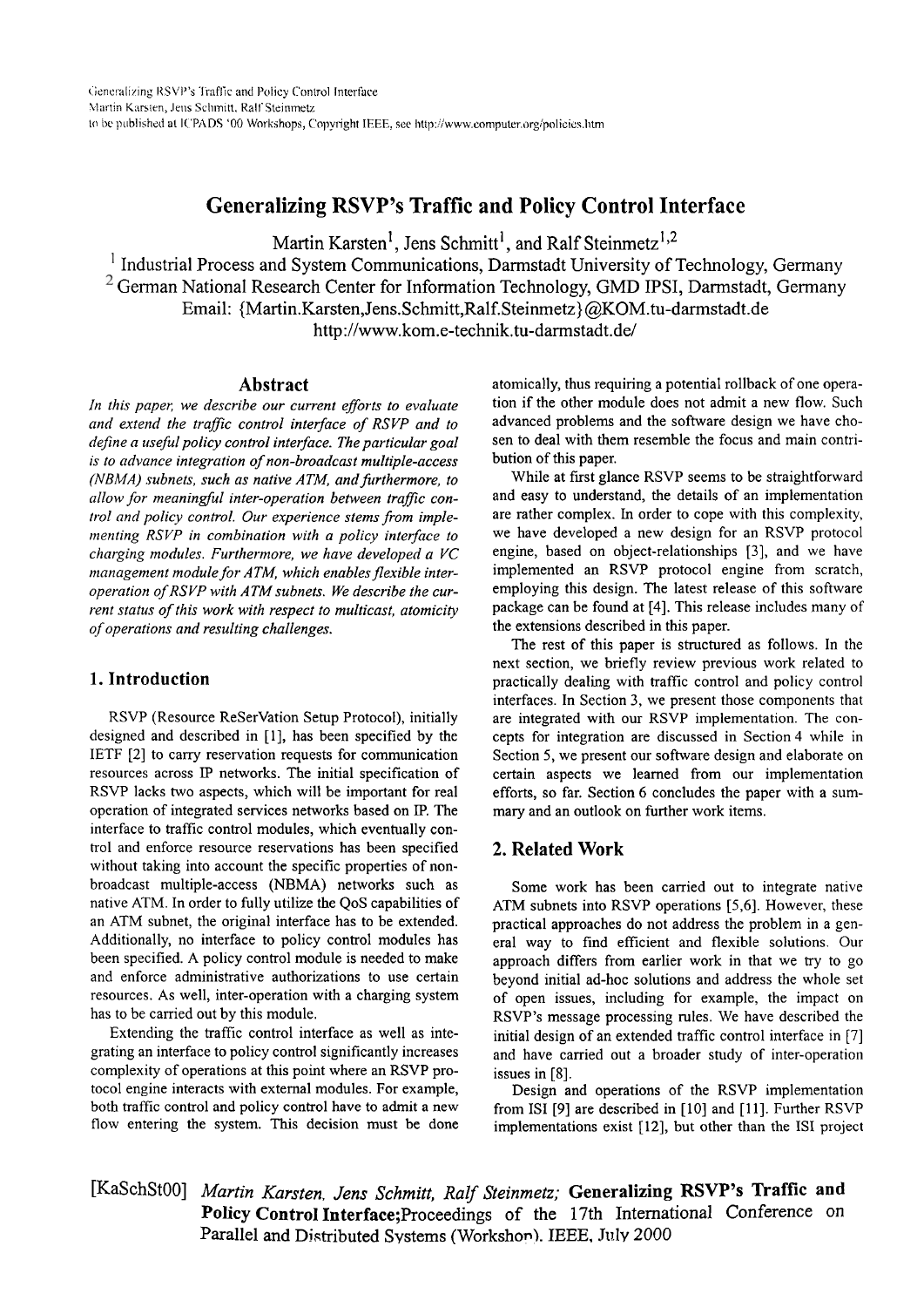# Generalizing RSVP's Traffic and Policy Control Interface

Martin Karsten[1], Jens Schmitt[1], and Ralf Steinmetz[1,2]

[1] Industrial Process and System Communications, Darmstadt University of Technology, Germany

[2] German National Research Center for Information Technology, GMD IPSI, Darmstadt, Germany

Email: {Martin.Karsten,Jens.Schmitt,Ralf.Steinmetz}@KOM.tu-darmstadt.de

http://www.kom.e-technik.tu-darmstadt.de/

## Abstract

*In this paper, we describe our current efforts to evaluate and extend the traffic control interface of RSVP and to define a useful policy control interface. The particular goal is to advance integration of non-broadcast multiple-access (NBMA) subnets, such as native ATM, and furthermore, to allow for meaningful inter-operation between traffic control and policy control. Our experience stems from implementing RSVP in combination with a policy interface to charging modules. Furthermore, we have developed a VC management module for ATM, which enables flexible inter-operation of RSVP with ATM subnets. We describe the current status of this work with respect to multicast, atomicity of operations and resulting challenges.*

## 1. Introduction

RSVP (Resource ReSerVation Setup Protocol), initially designed and described in [1], has been specified by the IETF [2] to carry reservation requests for communication resources across IP networks. The initial specification of RSVP lacks two aspects, which will be important for real operation of integrated services networks based on IP. The interface to traffic control modules, which eventually control and enforce resource reservations has been specified without taking into account the specific properties of non-broadcast multiple-access (NBMA) networks such as native ATM. In order to fully utilize the QoS capabilities of an ATM subnet, the original interface has to be extended. Additionally, no interface to policy control modules has been specified. A policy control module is needed to make and enforce administrative authorizations to use certain resources. As well, inter-operation with a charging system has to be carried out by this module.

Extending the traffic control interface as well as integrating an interface to policy control significantly increases complexity of operations at this point where an RSVP protocol engine interacts with external modules. For example, both traffic control and policy control have to admit a new flow entering the system. This decision must be done atomically, thus requiring a potential rollback of one operation if the other module does not admit a new flow. Such advanced problems and the software design we have chosen to deal with them resemble the focus and main contribution of this paper.

While at first glance RSVP seems to be straightforward and easy to understand, the details of an implementation are rather complex. In order to cope with this complexity, we have developed a new design for an RSVP protocol engine, based on object-relationships [3], and we have implemented an RSVP protocol engine from scratch, employing this design. The latest release of this software package can be found at [4]. This release includes many of the extensions described in this paper.

The rest of this paper is structured as follows. In the next section, we briefly review previous work related to practically dealing with traffic control and policy control interfaces. In Section 3, we present those components that are integrated with our RSVP implementation. The concepts for integration are discussed in Section 4 while in Section 5, we present our software design and elaborate on certain aspects we learned from our implementation efforts, so far. Section 6 concludes the paper with a summary and an outlook on further work items.

## 2. Related Work

Some work has been carried out to integrate native ATM subnets into RSVP operations [5,6]. However, these practical approaches do not address the problem in a general way to find efficient and flexible solutions. Our approach differs from earlier work in that we try to go beyond initial ad-hoc solutions and address the whole set of open issues, including for example, the impact on RSVP's message processing rules. We have described the initial design of an extended traffic control interface in [7] and have carried out a broader study of inter-operation issues in [8].

Design and operations of the RSVP implementation from ISI [9] are described in [10] and [11]. Further RSVP implementations exist [12], but other than the ISI project

[KaSchSt00] *Martin Karsten, Jens Schmitt, Ralf Steinmetz;* **Generalizing RSVP's Traffic and Policy Control Interface;** Proceedings of the 17th International Conference on Parallel and Distributed Systems (Workshop). IEEE, July 2000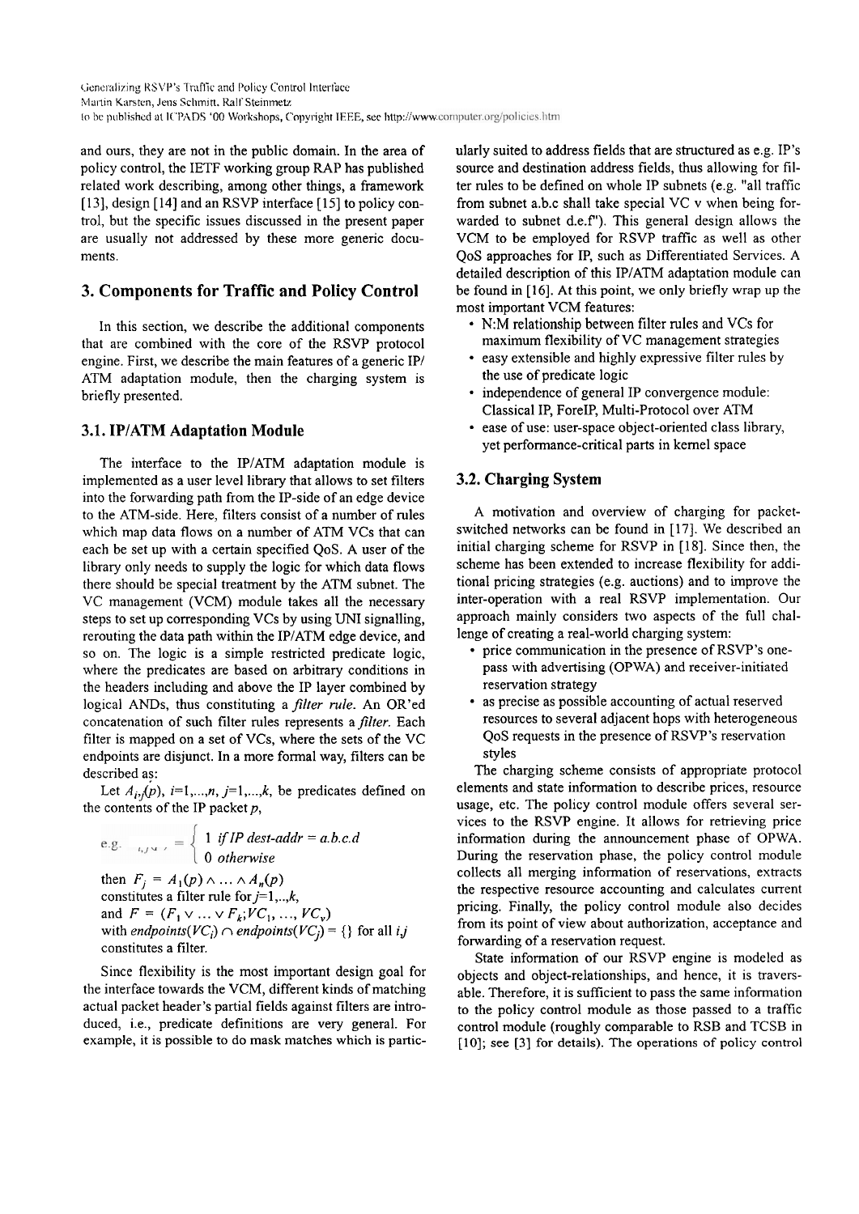and ours, they are not in the public domain. In the area of policy control, the IETF working group RAP has published related work describing, among other things, a framework [13], design [14] and an RSVP interface [15] to policy control, but the specific issues discussed in the present paper are usually not addressed by these more generic documents.

## 3. Components for Traffic and Policy Control

In this section, we describe the additional components that are combined with the core of the RSVP protocol engine. First, we describe the main features of a generic IP/ATM adaptation module, then the charging system is briefly presented.

### 3.1. IP/ATM Adaptation Module

The interface to the IP/ATM adaptation module is implemented as a user level library that allows to set filters into the forwarding path from the IP-side of an edge device to the ATM-side. Here, filters consist of a number of rules which map data flows on a number of ATM VCs that can each be set up with a certain specified QoS. A user of the library only needs to supply the logic for which data flows there should be special treatment by the ATM subnet. The VC management (VCM) module takes all the necessary steps to set up corresponding VCs by using UNI signalling, rerouting the data path within the IP/ATM edge device, and so on. The logic is a simple restricted predicate logic, where the predicates are based on arbitrary conditions in the headers including and above the IP layer combined by logical ANDs, thus constituting a *filter rule*. An OR'ed concatenation of such filter rules represents a *filter*. Each filter is mapped on a set of VCs, where the sets of the VC endpoints are disjunct. In a more formal way, filters can be described as:

Let $A_{i,j}(p)$, $i=1,...,n$, $j=1,...,k$, be predicates defined on the contents of the IP packet $p$,

e.g. $A_{i,j}(p) = \begin{cases} 1 & \text{if IP dest-addr} = a.b.c.d \\ 0 & \text{otherwise} \end{cases}$

then $F_j = A_1(p) \wedge \ldots \wedge A_n(p)$
constitutes a filter rule for $j=1,..,k$,
and $F = (F_1 \vee \ldots \vee F_k; VC_1, \ldots, VC_v)$
with $endpoints(VC_i) \cap endpoints(VC_j) = \{\}$ for all $i,j$
constitutes a filter.

Since flexibility is the most important design goal for the interface towards the VCM, different kinds of matching actual packet header's partial fields against filters are introduced, i.e., predicate definitions are very general. For example, it is possible to do mask matches which is particularly suited to address fields that are structured as e.g. IP's source and destination address fields, thus allowing for filter rules to be defined on whole IP subnets (e.g. "all traffic from subnet a.b.c shall take special VC v when being forwarded to subnet d.e.f"). This general design allows the VCM to be employed for RSVP traffic as well as other QoS approaches for IP, such as Differentiated Services. A detailed description of this IP/ATM adaptation module can be found in [16]. At this point, we only briefly wrap up the most important VCM features:

- N:M relationship between filter rules and VCs for maximum flexibility of VC management strategies
- easy extensible and highly expressive filter rules by the use of predicate logic
- independence of general IP convergence module: Classical IP, ForeIP, Multi-Protocol over ATM
- ease of use: user-space object-oriented class library, yet performance-critical parts in kernel space

### 3.2. Charging System

A motivation and overview of charging for packet-switched networks can be found in [17]. We described an initial charging scheme for RSVP in [18]. Since then, the scheme has been extended to increase flexibility for additional pricing strategies (e.g. auctions) and to improve the inter-operation with a real RSVP implementation. Our approach mainly considers two aspects of the full challenge of creating a real-world charging system:

- price communication in the presence of RSVP's one-pass with advertising (OPWA) and receiver-initiated reservation strategy
- as precise as possible accounting of actual reserved resources to several adjacent hops with heterogeneous QoS requests in the presence of RSVP's reservation styles

The charging scheme consists of appropriate protocol elements and state information to describe prices, resource usage, etc. The policy control module offers several services to the RSVP engine. It allows for retrieving price information during the announcement phase of OPWA. During the reservation phase, the policy control module collects all merging information of reservations, extracts the respective resource accounting and calculates current pricing. Finally, the policy control module also decides from its point of view about authorization, acceptance and forwarding of a reservation request.

State information of our RSVP engine is modeled as objects and object-relationships, and hence, it is traversable. Therefore, it is sufficient to pass the same information to the policy control module as those passed to a traffic control module (roughly comparable to RSB and TCSB in [10]; see [3] for details). The operations of policy control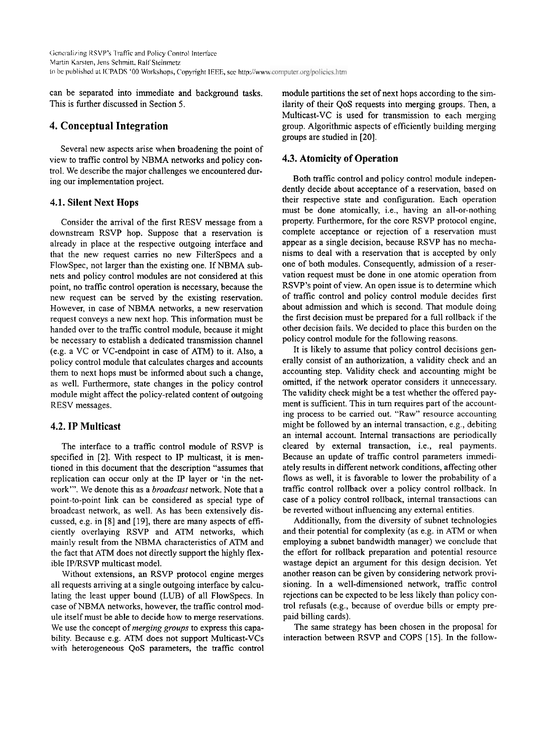can be separated into immediate and background tasks. This is further discussed in Section 5.

## 4. Conceptual Integration

Several new aspects arise when broadening the point of view to traffic control by NBMA networks and policy control. We describe the major challenges we encountered during our implementation project.

### 4.1. Silent Next Hops

Consider the arrival of the first RESV message from a downstream RSVP hop. Suppose that a reservation is already in place at the respective outgoing interface and that the new request carries no new FilterSpecs and a FlowSpec, not larger than the existing one. If NBMA subnets and policy control modules are not considered at this point, no traffic control operation is necessary, because the new request can be served by the existing reservation. However, in case of NBMA networks, a new reservation request conveys a new next hop. This information must be handed over to the traffic control module, because it might be necessary to establish a dedicated transmission channel (e.g. a VC or VC-endpoint in case of ATM) to it. Also, a policy control module that calculates charges and accounts them to next hops must be informed about such a change, as well. Furthermore, state changes in the policy control module might affect the policy-related content of outgoing RESV messages.

### 4.2. IP Multicast

The interface to a traffic control module of RSVP is specified in [2]. With respect to IP multicast, it is mentioned in this document that the description "assumes that replication can occur only at the IP layer or 'in the network'". We denote this as a *broadcast* network. Note that a point-to-point link can be considered as special type of broadcast network, as well. As has been extensively discussed, e.g. in [8] and [19], there are many aspects of efficiently overlaying RSVP and ATM networks, which mainly result from the NBMA characteristics of ATM and the fact that ATM does not directly support the highly flexible IP/RSVP multicast model.

Without extensions, an RSVP protocol engine merges all requests arriving at a single outgoing interface by calculating the least upper bound (LUB) of all FlowSpecs. In case of NBMA networks, however, the traffic control module itself must be able to decide how to merge reservations. We use the concept of *merging groups* to express this capability. Because e.g. ATM does not support Multicast-VCs with heterogeneous QoS parameters, the traffic control module partitions the set of next hops according to the similarity of their QoS requests into merging groups. Then, a Multicast-VC is used for transmission to each merging group. Algorithmic aspects of efficiently building merging groups are studied in [20].

### 4.3. Atomicity of Operation

Both traffic control and policy control module independently decide about acceptance of a reservation, based on their respective state and configuration. Each operation must be done atomically, i.e., having an all-or-nothing property. Furthermore, for the core RSVP protocol engine, complete acceptance or rejection of a reservation must appear as a single decision, because RSVP has no mechanisms to deal with a reservation that is accepted by only one of both modules. Consequently, admission of a reservation request must be done in one atomic operation from RSVP's point of view. An open issue is to determine which of traffic control and policy control module decides first about admission and which is second. That module doing the first decision must be prepared for a full rollback if the other decision fails. We decided to place this burden on the policy control module for the following reasons.

It is likely to assume that policy control decisions generally consist of an authorization, a validity check and an accounting step. Validity check and accounting might be omitted, if the network operator considers it unnecessary. The validity check might be a test whether the offered payment is sufficient. This in turn requires part of the accounting process to be carried out. "Raw" resource accounting might be followed by an internal transaction, e.g., debiting an internal account. Internal transactions are periodically cleared by external transaction, i.e., real payments. Because an update of traffic control parameters immediately results in different network conditions, affecting other flows as well, it is favorable to lower the probability of a traffic control rollback over a policy control rollback. In case of a policy control rollback, internal transactions can be reverted without influencing any external entities.

Additionally, from the diversity of subnet technologies and their potential for complexity (as e.g. in ATM or when employing a subnet bandwidth manager) we conclude that the effort for rollback preparation and potential resource wastage depict an argument for this design decision. Yet another reason can be given by considering network provisioning. In a well-dimensioned network, traffic control rejections can be expected to be less likely than policy control refusals (e.g., because of overdue bills or empty prepaid billing cards).

The same strategy has been chosen in the proposal for interaction between RSVP and COPS [15]. In the follow-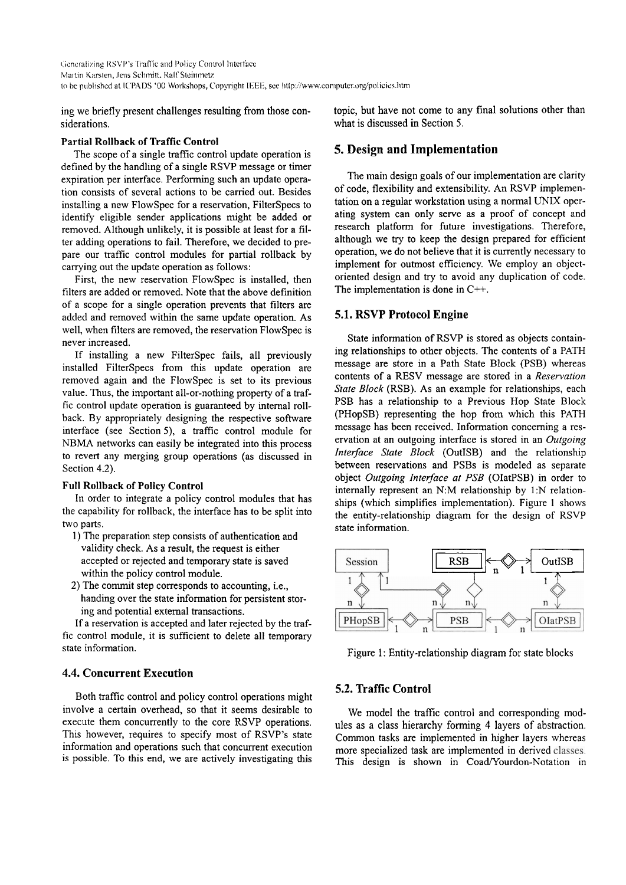ing we briefly present challenges resulting from those considerations.

**Partial Rollback of Traffic Control**

The scope of a single traffic control update operation is defined by the handling of a single RSVP message or timer expiration per interface. Performing such an update operation consists of several actions to be carried out. Besides installing a new FlowSpec for a reservation, FilterSpecs to identify eligible sender applications might be added or removed. Although unlikely, it is possible at least for a filter adding operations to fail. Therefore, we decided to prepare our traffic control modules for partial rollback by carrying out the update operation as follows:

First, the new reservation FlowSpec is installed, then filters are added or removed. Note that the above definition of a scope for a single operation prevents that filters are added and removed within the same update operation. As well, when filters are removed, the reservation FlowSpec is never increased.

If installing a new FilterSpec fails, all previously installed FilterSpecs from this update operation are removed again and the FlowSpec is set to its previous value. Thus, the important all-or-nothing property of a traffic control update operation is guaranteed by internal rollback. By appropriately designing the respective software interface (see Section 5), a traffic control module for NBMA networks can easily be integrated into this process to revert any merging group operations (as discussed in Section 4.2).

**Full Rollback of Policy Control**

In order to integrate a policy control modules that has the capability for rollback, the interface has to be split into two parts.

1) The preparation step consists of authentication and validity check. As a result, the request is either accepted or rejected and temporary state is saved within the policy control module.
2) The commit step corresponds to accounting, i.e., handing over the state information for persistent storing and potential external transactions.

If a reservation is accepted and later rejected by the traffic control module, it is sufficient to delete all temporary state information.

### 4.4. Concurrent Execution

Both traffic control and policy control operations might involve a certain overhead, so that it seems desirable to execute them concurrently to the core RSVP operations. This however, requires to specify most of RSVP's state information and operations such that concurrent execution is possible. To this end, we are actively investigating this topic, but have not come to any final solutions other than what is discussed in Section 5.

## 5. Design and Implementation

The main design goals of our implementation are clarity of code, flexibility and extensibility. An RSVP implementation on a regular workstation using a normal UNIX operating system can only serve as a proof of concept and research platform for future investigations. Therefore, although we try to keep the design prepared for efficient operation, we do not believe that it is currently necessary to implement for outmost efficiency. We employ an object-oriented design and try to avoid any duplication of code. The implementation is done in C++.

### 5.1. RSVP Protocol Engine

State information of RSVP is stored as objects containing relationships to other objects. The contents of a PATH message are store in a Path State Block (PSB) whereas contents of a RESV message are stored in a *Reservation State Block* (RSB). As an example for relationships, each PSB has a relationship to a Previous Hop State Block (PHopSB) representing the hop from which this PATH message has been received. Information concerning a reservation at an outgoing interface is stored in an *Outgoing Interface State Block* (OutISB) and the relationship between reservations and PSBs is modeled as separate object *Outgoing Interface at PSB* (OIatPSB) in order to internally represent an N:M relationship by 1:N relationships (which simplifies implementation). Figure 1 shows the entity-relationship diagram for the design of RSVP state information.

Session
RSB
OutISB
PHopSB
PSB
OIatPSB
1 1 n 1 1
n n n n
1 n 1 n

Figure 1: Entity-relationship diagram for state blocks

### 5.2. Traffic Control

We model the traffic control and corresponding modules as a class hierarchy forming 4 layers of abstraction. Common tasks are implemented in higher layers whereas more specialized task are implemented in derived classes. This design is shown in Coad/Yourdon-Notation in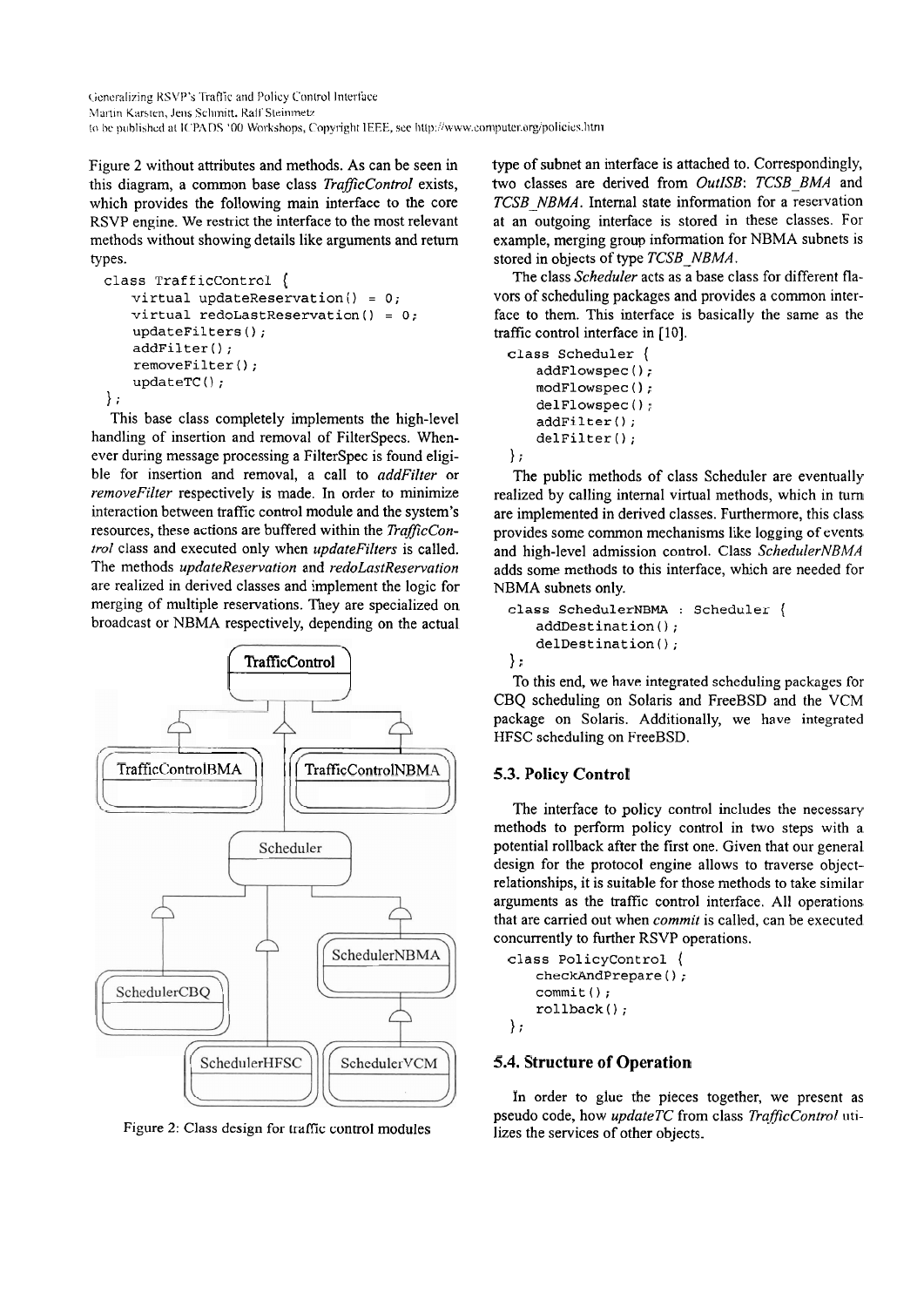Figure 2 without attributes and methods. As can be seen in this diagram, a common base class *TrafficControl* exists, which provides the following main interface to the core RSVP engine. We restrict the interface to the most relevant methods without showing details like arguments and return types.

```
class TrafficControl {
    virtual updateReservation() = 0;
    virtual redoLastReservation() = 0;
    updateFilters();
    addFilter();
    removeFilter();
    updateTC();
};
```

This base class completely implements the high-level handling of insertion and removal of FilterSpecs. Whenever during message processing a FilterSpec is found eligible for insertion and removal, a call to *addFilter* or *removeFilter* respectively is made. In order to minimize interaction between traffic control module and the system's resources, these actions are buffered within the *TrafficControl* class and executed only when *updateFilters* is called. The methods *updateReservation* and *redoLastReservation* are realized in derived classes and implement the logic for merging of multiple reservations. They are specialized on broadcast or NBMA respectively, depending on the actual type of subnet an interface is attached to. Correspondingly, two classes are derived from *OutISB*: *TCSB_BMA* and *TCSB_NBMA*. Internal state information for a reservation at an outgoing interface is stored in these classes. For example, merging group information for NBMA subnets is stored in objects of type *TCSB_NBMA*.

Figure 2: Class design for traffic control modules

The class *Scheduler* acts as a base class for different flavors of scheduling packages and provides a common interface to them. This interface is basically the same as the traffic control interface in [10].

```
class Scheduler {
    addFlowspec();
    modFlowspec();
    delFlowspec();
    addFilter();
    delFilter();
};
```

The public methods of class Scheduler are eventually realized by calling internal virtual methods, which in turn are implemented in derived classes. Furthermore, this class provides some common mechanisms like logging of events and high-level admission control. Class *SchedulerNBMA* adds some methods to this interface, which are needed for NBMA subnets only.

```
class SchedulerNBMA : Scheduler {
    addDestination();
    delDestination();
};
```

To this end, we have integrated scheduling packages for CBQ scheduling on Solaris and FreeBSD and the VCM package on Solaris. Additionally, we have integrated HFSC scheduling on FreeBSD.

### 5.3. Policy Control

The interface to policy control includes the necessary methods to perform policy control in two steps with a potential rollback after the first one. Given that our general design for the protocol engine allows to traverse object-relationships, it is suitable for those methods to take similar arguments as the traffic control interface. All operations that are carried out when *commit* is called, can be executed concurrently to further RSVP operations.

```
class PolicyControl {
    checkAndPrepare();
    commit();
    rollback();
};
```

### 5.4. Structure of Operation

In order to glue the pieces together, we present as pseudo code, how *updateTC* from class *TrafficControl* utilizes the services of other objects.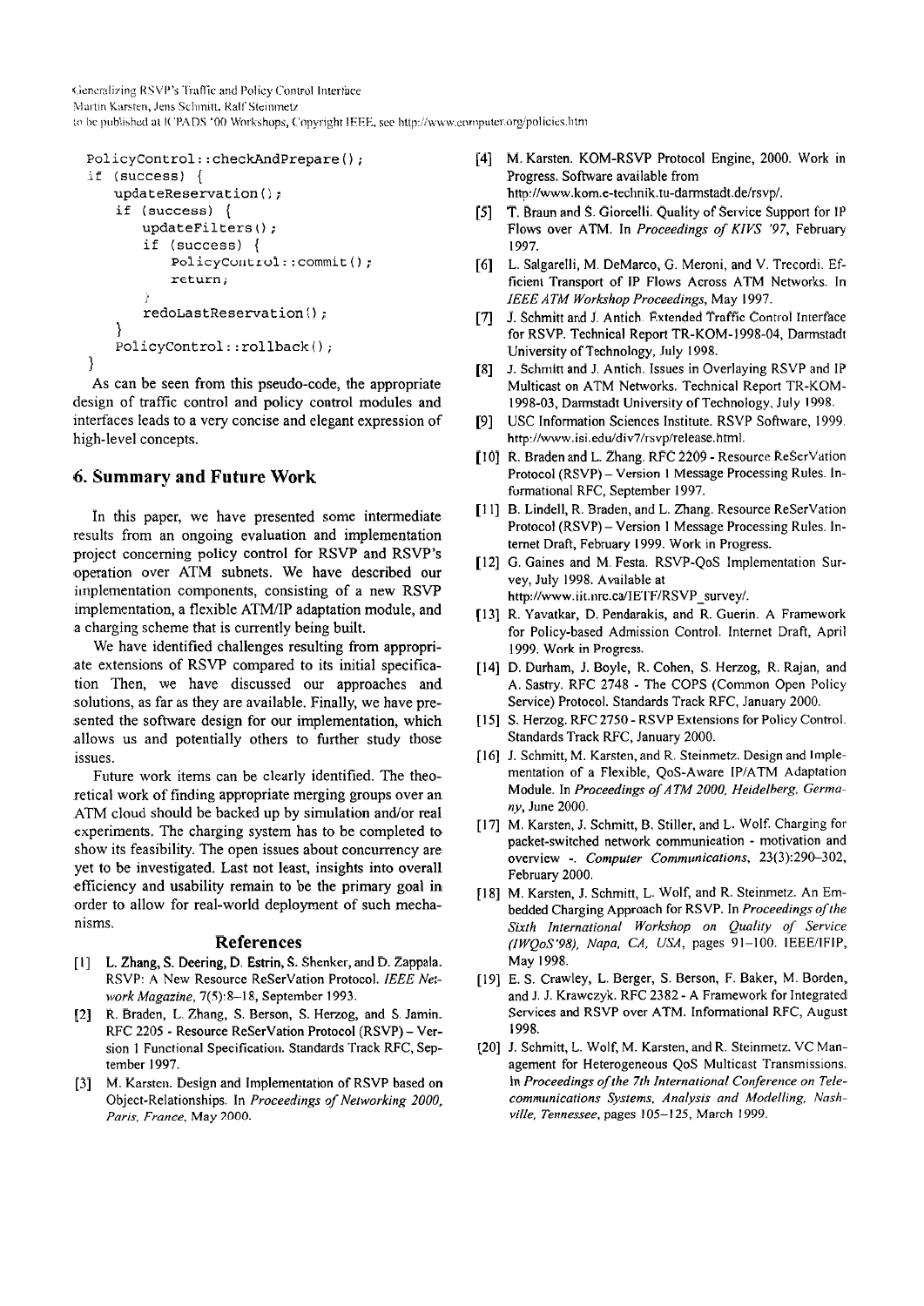```
PolicyControl::checkAndPrepare();
if (success) {
    updateReservation();
    if (success) {
        updateFilters();
        if (success) {
            PolicyControl::commit();
            return;
        }
        redoLastReservation();
    }
    PolicyControl::rollback();
}
```

As can be seen from this pseudo-code, the appropriate design of traffic control and policy control modules and interfaces leads to a very concise and elegant expression of high-level concepts.

## 6. Summary and Future Work

In this paper, we have presented some intermediate results from an ongoing evaluation and implementation project concerning policy control for RSVP and RSVP's operation over ATM subnets. We have described our implementation components, consisting of a new RSVP implementation, a flexible ATM/IP adaptation module, and a charging scheme that is currently being built.

We have identified challenges resulting from appropriate extensions of RSVP compared to its initial specification Then, we have discussed our approaches and solutions, as far as they are available. Finally, we have presented the software design for our implementation, which allows us and potentially others to further study those issues.

Future work items can be clearly identified. The theoretical work of finding appropriate merging groups over an ATM cloud should be backed up by simulation and/or real experiments. The charging system has to be completed to show its feasibility. The open issues about concurrency are yet to be investigated. Last not least, insights into overall efficiency and usability remain to be the primary goal in order to allow for real-world deployment of such mechanisms.

## References

[1] L. Zhang, S. Deering, D. Estrin, S. Shenker, and D. Zappala. RSVP: A New Resource ReSerVation Protocol. *IEEE Network Magazine*, 7(5):8–18, September 1993.

[2] R. Braden, L. Zhang, S. Berson, S. Herzog, and S. Jamin. RFC 2205 - Resource ReSerVation Protocol (RSVP) – Version 1 Functional Specification. Standards Track RFC, September 1997.

[3] M. Karsten. Design and Implementation of RSVP based on Object-Relationships. In *Proceedings of Networking 2000, Paris, France*, May 2000.

[4] M. Karsten. KOM-RSVP Protocol Engine, 2000. Work in Progress. Software available from http://www.kom.e-technik.tu-darmstadt.de/rsvp/.

[5] T. Braun and S. Giorcelli. Quality of Service Support for IP Flows over ATM. In *Proceedings of KIVS '97*, February 1997.

[6] L. Salgarelli, M. DeMarco, G. Meroni, and V. Trecordi. Efficient Transport of IP Flows Across ATM Networks. In *IEEE ATM Workshop Proceedings*, May 1997.

[7] J. Schmitt and J. Antich. Extended Traffic Control Interface for RSVP. Technical Report TR-KOM-1998-04, Darmstadt University of Technology, July 1998.

[8] J. Schmitt and J. Antich. Issues in Overlaying RSVP and IP Multicast on ATM Networks. Technical Report TR-KOM-1998-03, Darmstadt University of Technology, July 1998.

[9] USC Information Sciences Institute. RSVP Software, 1999. http://www.isi.edu/div7/rsvp/release.html.

[10] R. Braden and L. Zhang. RFC 2209 - Resource ReSerVation Protocol (RSVP) – Version 1 Message Processing Rules. Informational RFC, September 1997.

[11] B. Lindell, R. Braden, and L. Zhang. Resource ReSerVation Protocol (RSVP) – Version 1 Message Processing Rules. Internet Draft, February 1999. Work in Progress.

[12] G. Gaines and M. Festa. RSVP-QoS Implementation Survey, July 1998. Available at http://www.iit.nrc.ca/IETF/RSVP_survey/.

[13] R. Yavatkar, D. Pendarakis, and R. Guerin. A Framework for Policy-based Admission Control. Internet Draft, April 1999. Work in Progress.

[14] D. Durham, J. Boyle, R. Cohen, S. Herzog, R. Rajan, and A. Sastry. RFC 2748 - The COPS (Common Open Policy Service) Protocol. Standards Track RFC, January 2000.

[15] S. Herzog. RFC 2750 - RSVP Extensions for Policy Control. Standards Track RFC, January 2000.

[16] J. Schmitt, M. Karsten, and R. Steinmetz. Design and Implementation of a Flexible, QoS-Aware IP/ATM Adaptation Module. In *Proceedings of ATM 2000, Heidelberg, Germany*, June 2000.

[17] M. Karsten, J. Schmitt, B. Stiller, and L. Wolf. Charging for packet-switched network communication - motivation and overview -. *Computer Communications*, 23(3):290–302, February 2000.

[18] M. Karsten, J. Schmitt, L. Wolf, and R. Steinmetz. An Embedded Charging Approach for RSVP. In *Proceedings of the Sixth International Workshop on Quality of Service (IWQoS'98), Napa, CA, USA*, pages 91–100. IEEE/IFIP, May 1998.

[19] E. S. Crawley, L. Berger, S. Berson, F. Baker, M. Borden, and J. J. Krawczyk. RFC 2382 - A Framework for Integrated Services and RSVP over ATM. Informational RFC, August 1998.

[20] J. Schmitt, L. Wolf, M. Karsten, and R. Steinmetz. VC Management for Heterogeneous QoS Multicast Transmissions. In *Proceedings of the 7th International Conference on Telecommunications Systems, Analysis and Modelling, Nashville, Tennessee*, pages 105–125, March 1999.